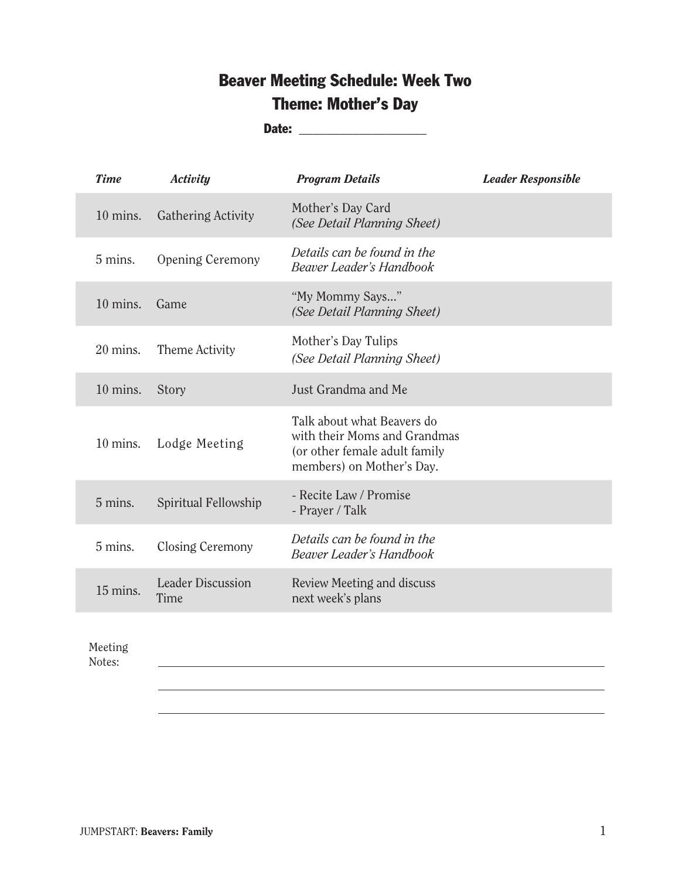# Beaver Meeting Schedule: Week Two

## Theme: Mother's Day

**Date:** ____________________

| *Time* | *Activity* | *Program Details* | *Leader Responsible* |
|---|---|---|---|
| 10 mins. | Gathering Activity | Mother's Day Card *(See Detail Planning Sheet)* | |
| 5 mins. | Opening Ceremony | *Details can be found in the Beaver Leader's Handbook* | |
| 10 mins. | Game | "My Mommy Says..." *(See Detail Planning Sheet)* | |
| 20 mins. | Theme Activity | Mother's Day Tulips *(See Detail Planning Sheet)* | |
| 10 mins. | Story | Just Grandma and Me | |
| 10 mins. | Lodge Meeting | Talk about what Beavers do with their Moms and Grandmas (or other female adult family members) on Mother's Day. | |
| 5 mins. | Spiritual Fellowship | - Recite Law / Promise<br>- Prayer / Talk | |
| 5 mins. | Closing Ceremony | *Details can be found in the Beaver Leader's Handbook* | |
| 15 mins. | Leader Discussion Time | Review Meeting and discuss next week's plans | |

Meeting Notes: ____________________

____________________

____________________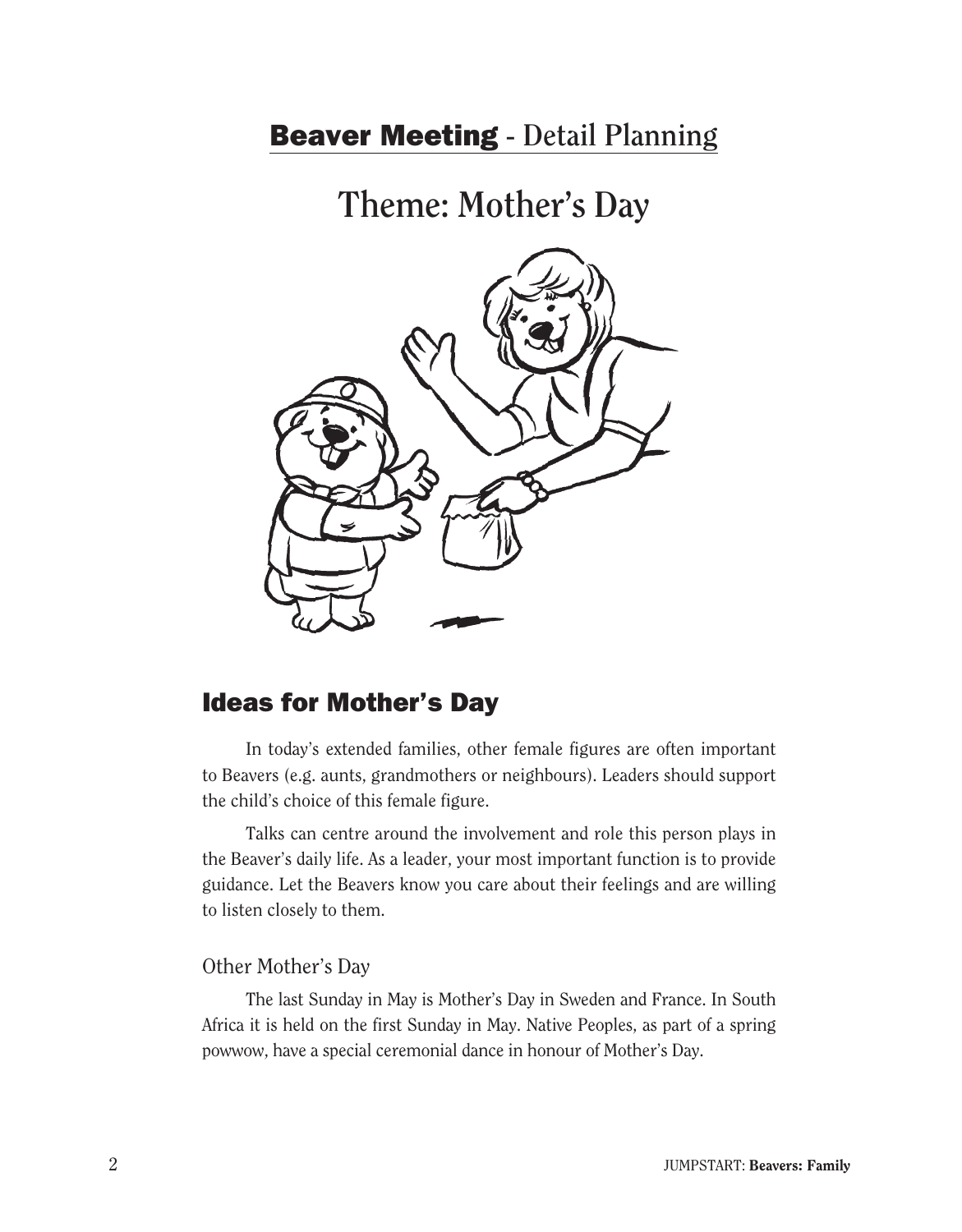# Beaver Meeting - Detail Planning

## Theme: Mother's Day

## Ideas for Mother's Day

In today's extended families, other female figures are often important to Beavers (e.g. aunts, grandmothers or neighbours). Leaders should support the child's choice of this female figure.

Talks can centre around the involvement and role this person plays in the Beaver's daily life. As a leader, your most important function is to provide guidance. Let the Beavers know you care about their feelings and are willing to listen closely to them.

### Other Mother's Day

The last Sunday in May is Mother's Day in Sweden and France. In South Africa it is held on the first Sunday in May. Native Peoples, as part of a spring powwow, have a special ceremonial dance in honour of Mother's Day.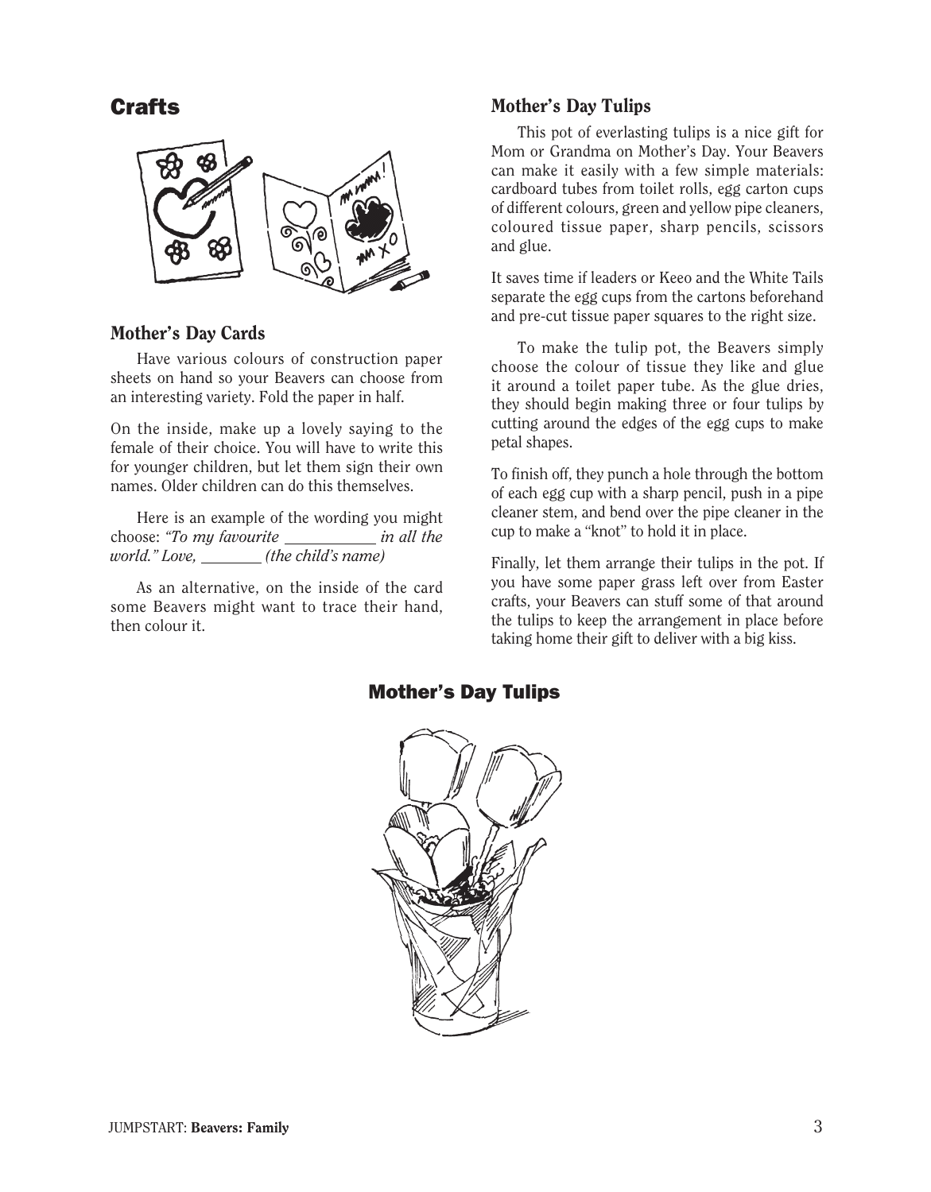## Crafts

### Mother's Day Cards

Have various colours of construction paper sheets on hand so your Beavers can choose from an interesting variety. Fold the paper in half.

On the inside, make up a lovely saying to the female of their choice. You will have to write this for younger children, but let them sign their own names. Older children can do this themselves.

Here is an example of the wording you might choose: *"To my favourite \_\_\_\_\_\_\_\_\_\_\_ in all the world." Love, \_\_\_\_\_\_\_\_ (the child's name)*

As an alternative, on the inside of the card some Beavers might want to trace their hand, then colour it.

### Mother's Day Tulips

This pot of everlasting tulips is a nice gift for Mom or Grandma on Mother's Day. Your Beavers can make it easily with a few simple materials: cardboard tubes from toilet rolls, egg carton cups of different colours, green and yellow pipe cleaners, coloured tissue paper, sharp pencils, scissors and glue.

It saves time if leaders or Keeo and the White Tails separate the egg cups from the cartons beforehand and pre-cut tissue paper squares to the right size.

To make the tulip pot, the Beavers simply choose the colour of tissue they like and glue it around a toilet paper tube. As the glue dries, they should begin making three or four tulips by cutting around the edges of the egg cups to make petal shapes.

To finish off, they punch a hole through the bottom of each egg cup with a sharp pencil, push in a pipe cleaner stem, and bend over the pipe cleaner in the cup to make a "knot" to hold it in place.

Finally, let them arrange their tulips in the pot. If you have some paper grass left over from Easter crafts, your Beavers can stuff some of that around the tulips to keep the arrangement in place before taking home their gift to deliver with a big kiss.

### Mother's Day Tulips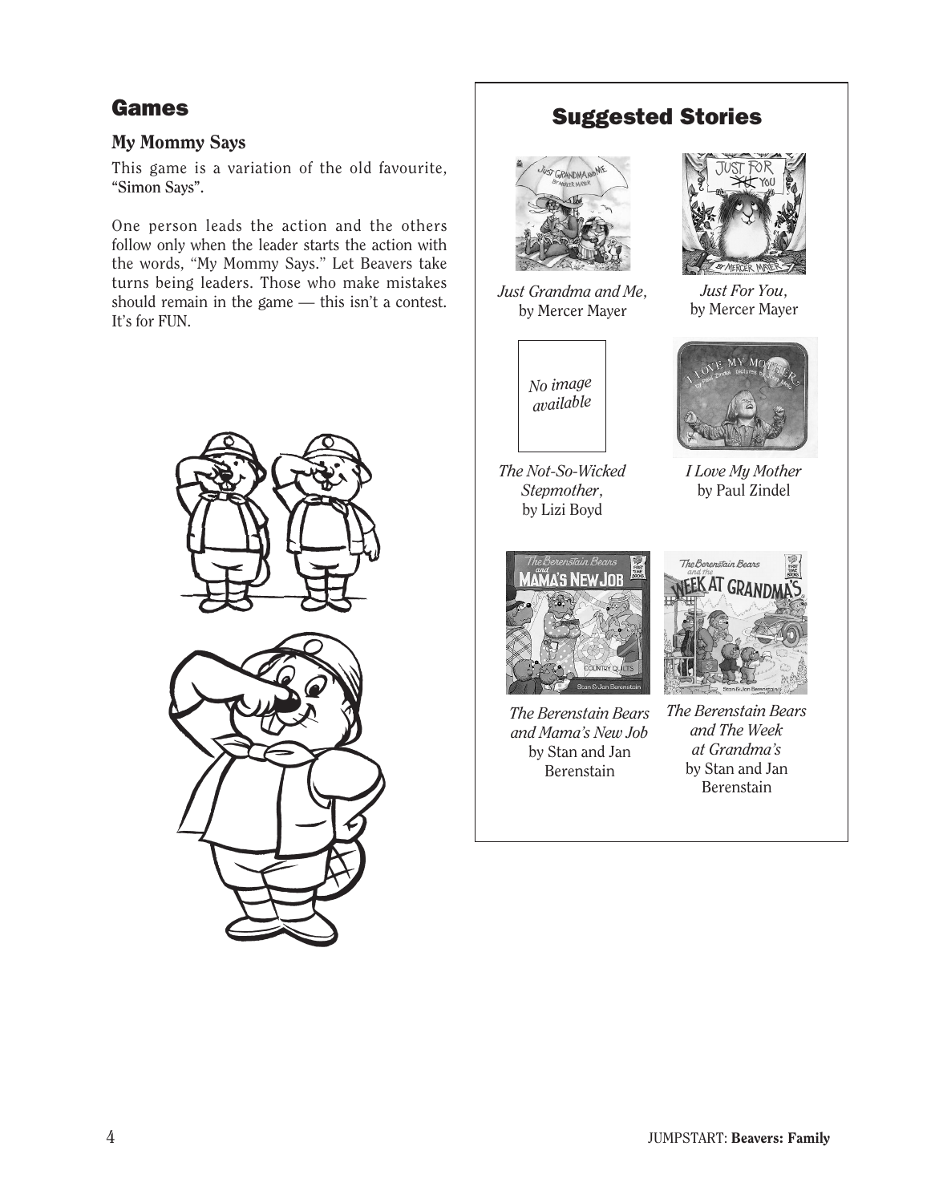## Games

### My Mommy Says

This game is a variation of the old favourite, "Simon Says".

One person leads the action and the others follow only when the leader starts the action with the words, "My Mommy Says." Let Beavers take turns being leaders. Those who make mistakes should remain in the game — this isn't a contest. It's for FUN.

## Suggested Stories

*Just Grandma and Me,* by Mercer Mayer

*Just For You,* by Mercer Mayer

No image available

*The Not-So-Wicked Stepmother,* by Lizi Boyd

*I Love My Mother* by Paul Zindel

*The Berenstain Bears and Mama's New Job* by Stan and Jan Berenstain

*The Berenstain Bears and The Week at Grandma's* by Stan and Jan Berenstain